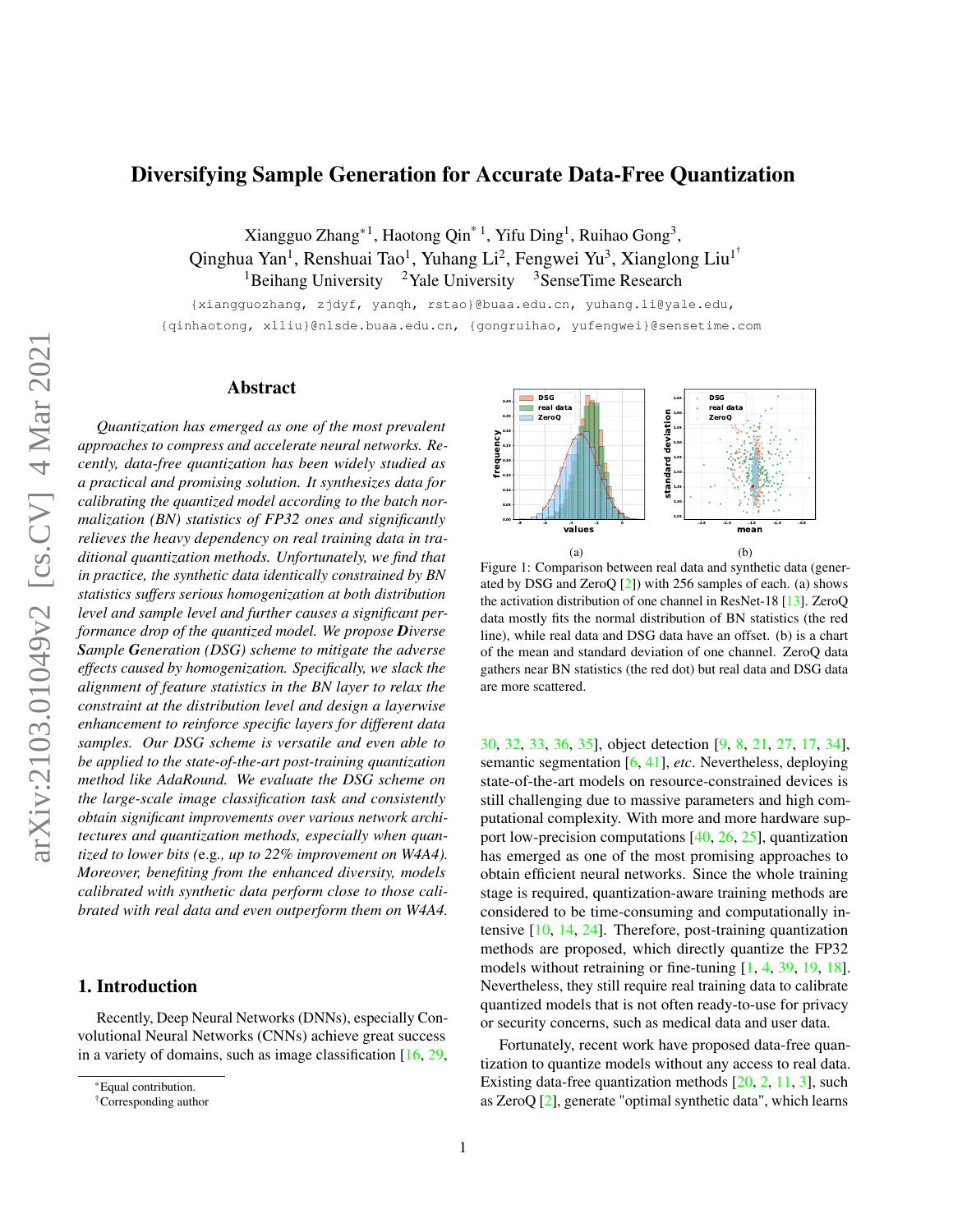# Diversifying Sample Generation for Accurate Data-Free Quantization

Xiangguo Zhang*[1], Haotong Qin*[1], Yifu Ding[1], Ruihao Gong[3],
Qinghua Yan[1], Renshuai Tao[1], Yuhang Li[2], Fengwei Yu[3], Xianglong Liu[1†]

[1]Beihang University [2]Yale University [3]SenseTime Research

{xiangguozhang, zjdyf, yanqh, rstao}@buaa.edu.cn, yuhang.li@yale.edu, {qinhaotong, xlliu}@nlsde.buaa.edu.cn, {gongruihao, yufengwei}@sensetime.com

## Abstract

*Quantization has emerged as one of the most prevalent approaches to compress and accelerate neural networks. Recently, data-free quantization has been widely studied as a practical and promising solution. It synthesizes data for calibrating the quantized model according to the batch normalization (BN) statistics of FP32 ones and significantly relieves the heavy dependency on real training data in traditional quantization methods. Unfortunately, we find that in practice, the synthetic data identically constrained by BN statistics suffers serious homogenization at both distribution level and sample level and further causes a significant performance drop of the quantized model. We propose* ***D****iverse* ***S****ample* ***G****eneration (DSG) scheme to mitigate the adverse effects caused by homogenization. Specifically, we slack the alignment of feature statistics in the BN layer to relax the constraint at the distribution level and design a layerwise enhancement to reinforce specific layers for different data samples. Our DSG scheme is versatile and even able to be applied to the state-of-the-art post-training quantization method like AdaRound. We evaluate the DSG scheme on the large-scale image classification task and consistently obtain significant improvements over various network architectures and quantization methods, especially when quantized to lower bits (*e.g.*, up to 22% improvement on W4A4). Moreover, benefiting from the enhanced diversity, models calibrated with synthetic data perform close to those calibrated with real data and even outperform them on W4A4.*

## 1. Introduction

Recently, Deep Neural Networks (DNNs), especially Convolutional Neural Networks (CNNs) achieve great success in a variety of domains, such as image classification [16, 29, 30, 32, 33, 36, 35], object detection [9, 8, 21, 27, 17, 34], semantic segmentation [6, 41], *etc*. Nevertheless, deploying state-of-the-art models on resource-constrained devices is still challenging due to massive parameters and high computational complexity. With more and more hardware support low-precision computations [40, 26, 25], quantization has emerged as one of the most promising approaches to obtain efficient neural networks. Since the whole training stage is required, quantization-aware training methods are considered to be time-consuming and computationally intensive [10, 14, 24]. Therefore, post-training quantization methods are proposed, which directly quantize the FP32 models without retraining or fine-tuning [1, 4, 39, 19, 18]. Nevertheless, they still require real training data to calibrate quantized models that is not often ready-to-use for privacy or security concerns, such as medical data and user data.

Fortunately, recent work have proposed data-free quantization to quantize models without any access to real data. Existing data-free quantization methods [20, 2, 11, 3], such as ZeroQ [2], generate "optimal synthetic data", which learns

Figure 1: Comparison between real data and synthetic data (generated by DSG and ZeroQ [2]) with 256 samples of each. (a) shows the activation distribution of one channel in ResNet-18 [13]. ZeroQ data mostly fits the normal distribution of BN statistics (the red line), while real data and DSG data have an offset. (b) is a chart of the mean and standard deviation of one channel. ZeroQ data gathers near BN statistics (the red dot) but real data and DSG data are more scattered.

*Equal contribution.
†Corresponding author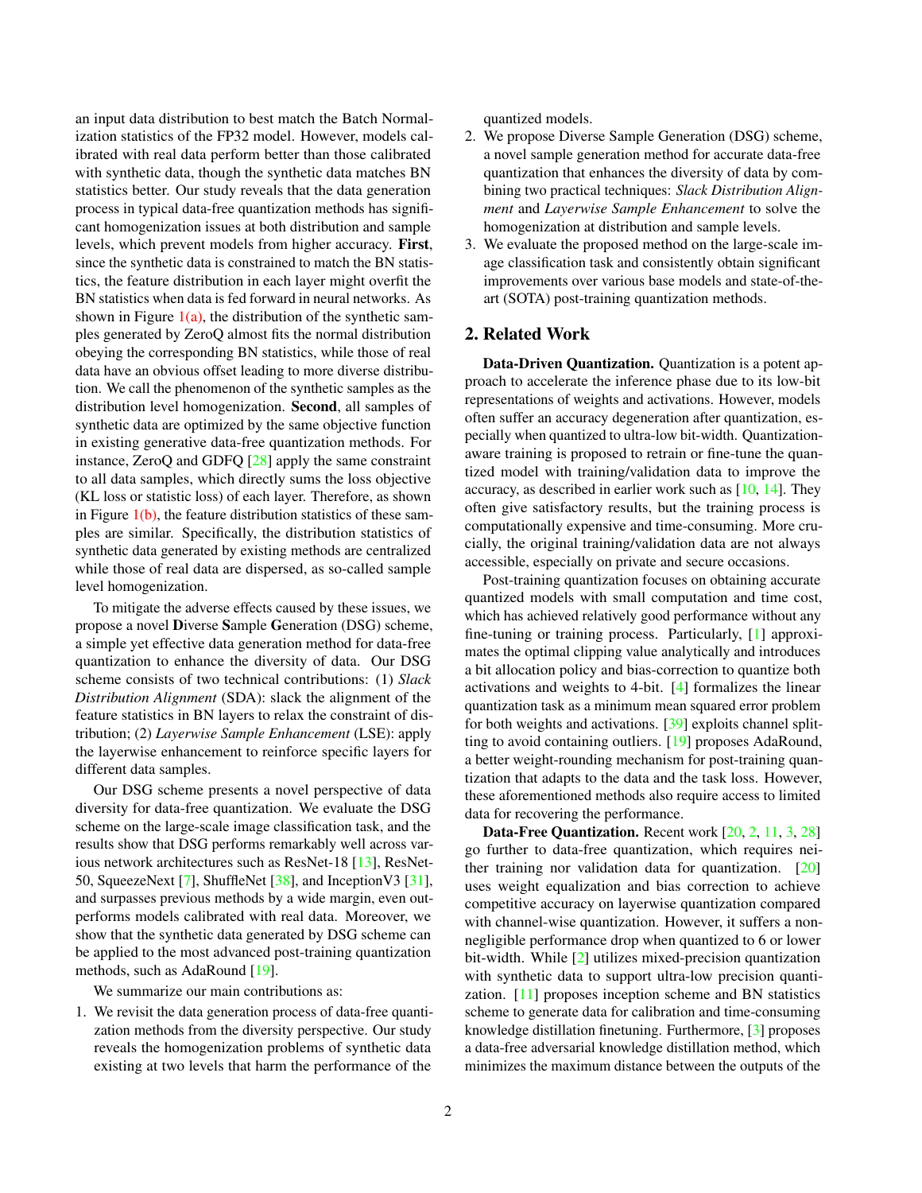an input data distribution to best match the Batch Normalization statistics of the FP32 model. However, models calibrated with real data perform better than those calibrated with synthetic data, though the synthetic data matches BN statistics better. Our study reveals that the data generation process in typical data-free quantization methods has significant homogenization issues at both distribution and sample levels, which prevent models from higher accuracy. **First**, since the synthetic data is constrained to match the BN statistics, the feature distribution in each layer might overfit the BN statistics when data is fed forward in neural networks. As shown in Figure 1(a), the distribution of the synthetic samples generated by ZeroQ almost fits the normal distribution obeying the corresponding BN statistics, while those of real data have an obvious offset leading to more diverse distribution. We call the phenomenon of the synthetic samples as the distribution level homogenization. **Second**, all samples of synthetic data are optimized by the same objective function in existing generative data-free quantization methods. For instance, ZeroQ and GDFQ [28] apply the same constraint to all data samples, which directly sums the loss objective (KL loss or statistic loss) of each layer. Therefore, as shown in Figure 1(b), the feature distribution statistics of these samples are similar. Specifically, the distribution statistics of synthetic data generated by existing methods are centralized while those of real data are dispersed, as so-called sample level homogenization.

To mitigate the adverse effects caused by these issues, we propose a novel **D**iverse **S**ample **G**eneration (DSG) scheme, a simple yet effective data generation method for data-free quantization to enhance the diversity of data. Our DSG scheme consists of two technical contributions: (1) *Slack Distribution Alignment* (SDA): slack the alignment of the feature statistics in BN layers to relax the constraint of distribution; (2) *Layerwise Sample Enhancement* (LSE): apply the layerwise enhancement to reinforce specific layers for different data samples.

Our DSG scheme presents a novel perspective of data diversity for data-free quantization. We evaluate the DSG scheme on the large-scale image classification task, and the results show that DSG performs remarkably well across various network architectures such as ResNet-18 [13], ResNet-50, SqueezeNext [7], ShuffleNet [38], and InceptionV3 [31], and surpasses previous methods by a wide margin, even outperforms models calibrated with real data. Moreover, we show that the synthetic data generated by DSG scheme can be applied to the most advanced post-training quantization methods, such as AdaRound [19].

We summarize our main contributions as:

1. We revisit the data generation process of data-free quantization methods from the diversity perspective. Our study reveals the homogenization problems of synthetic data existing at two levels that harm the performance of the quantized models.
2. We propose Diverse Sample Generation (DSG) scheme, a novel sample generation method for accurate data-free quantization that enhances the diversity of data by combining two practical techniques: *Slack Distribution Alignment* and *Layerwise Sample Enhancement* to solve the homogenization at distribution and sample levels.
3. We evaluate the proposed method on the large-scale image classification task and consistently obtain significant improvements over various base models and state-of-the-art (SOTA) post-training quantization methods.

## 2. Related Work

**Data-Driven Quantization.** Quantization is a potent approach to accelerate the inference phase due to its low-bit representations of weights and activations. However, models often suffer an accuracy degeneration after quantization, especially when quantized to ultra-low bit-width. Quantization-aware training is proposed to retrain or fine-tune the quantized model with training/validation data to improve the accuracy, as described in earlier work such as [10, 14]. They often give satisfactory results, but the training process is computationally expensive and time-consuming. More crucially, the original training/validation data are not always accessible, especially on private and secure occasions.

Post-training quantization focuses on obtaining accurate quantized models with small computation and time cost, which has achieved relatively good performance without any fine-tuning or training process. Particularly, [1] approximates the optimal clipping value analytically and introduces a bit allocation policy and bias-correction to quantize both activations and weights to 4-bit. [4] formalizes the linear quantization task as a minimum mean squared error problem for both weights and activations. [39] exploits channel splitting to avoid containing outliers. [19] proposes AdaRound, a better weight-rounding mechanism for post-training quantization that adapts to the data and the task loss. However, these aforementioned methods also require access to limited data for recovering the performance.

**Data-Free Quantization.** Recent work [20, 2, 11, 3, 28] go further to data-free quantization, which requires neither training nor validation data for quantization. [20] uses weight equalization and bias correction to achieve competitive accuracy on layerwise quantization compared with channel-wise quantization. However, it suffers a non-negligible performance drop when quantized to 6 or lower bit-width. While [2] utilizes mixed-precision quantization with synthetic data to support ultra-low precision quantization. [11] proposes inception scheme and BN statistics scheme to generate data for calibration and time-consuming knowledge distillation finetuning. Furthermore, [3] proposes a data-free adversarial knowledge distillation method, which minimizes the maximum distance between the outputs of the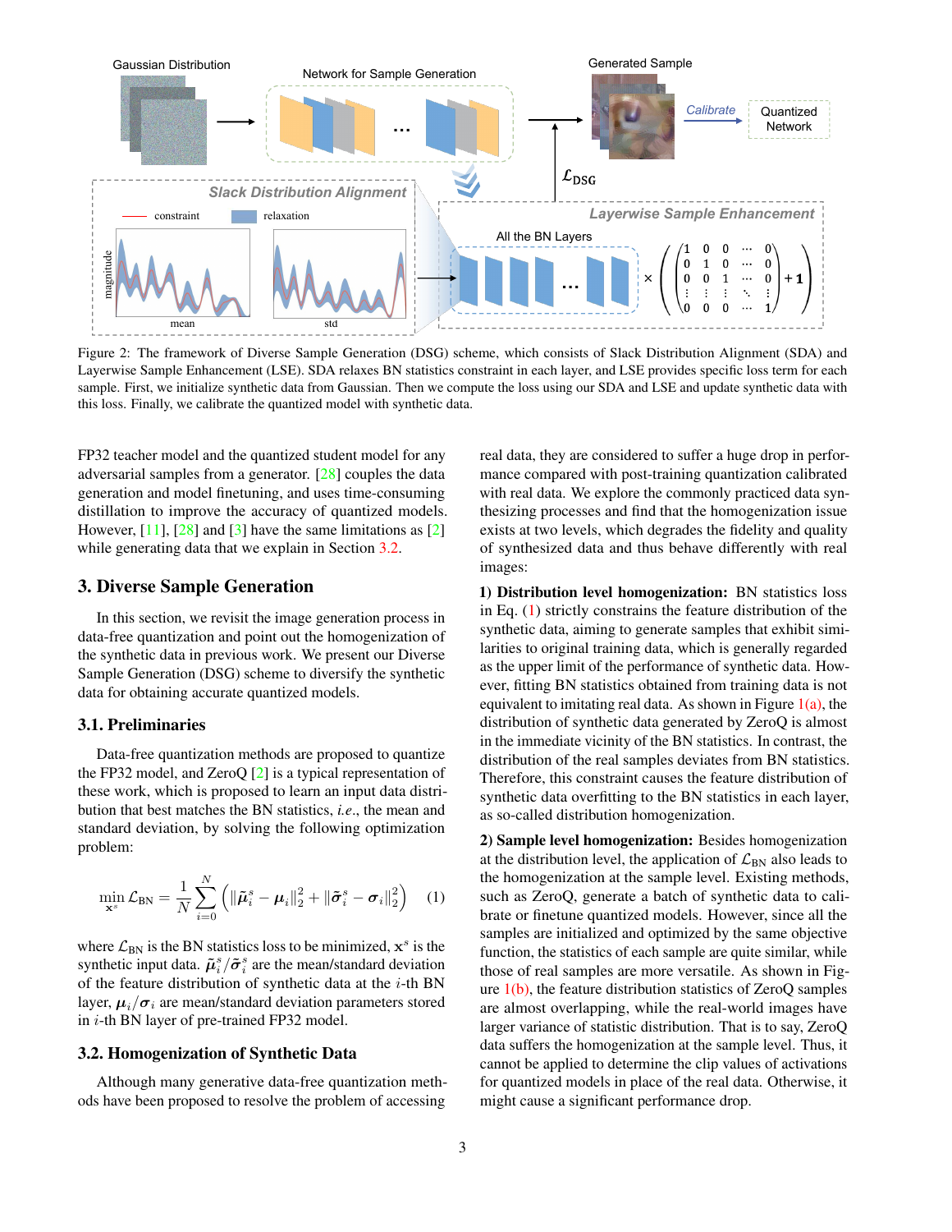Figure 2: The framework of Diverse Sample Generation (DSG) scheme, which consists of Slack Distribution Alignment (SDA) and Layerwise Sample Enhancement (LSE). SDA relaxes BN statistics constraint in each layer, and LSE provides specific loss term for each sample. First, we initialize synthetic data from Gaussian. Then we compute the loss using our SDA and LSE and update synthetic data with this loss. Finally, we calibrate the quantized model with synthetic data.

FP32 teacher model and the quantized student model for any adversarial samples from a generator. [28] couples the data generation and model finetuning, and uses time-consuming distillation to improve the accuracy of quantized models. However, [11], [28] and [3] have the same limitations as [2] while generating data that we explain in Section 3.2.

## 3. Diverse Sample Generation

In this section, we revisit the image generation process in data-free quantization and point out the homogenization of the synthetic data in previous work. We present our Diverse Sample Generation (DSG) scheme to diversify the synthetic data for obtaining accurate quantized models.

### 3.1. Preliminaries

Data-free quantization methods are proposed to quantize the FP32 model, and ZeroQ [2] is a typical representation of these work, which is proposed to learn an input data distribution that best matches the BN statistics, *i.e.*, the mean and standard deviation, by solving the following optimization problem:

$$\min_{\mathbf{x}^s} \mathcal{L}_{\mathrm{BN}} = \frac{1}{N} \sum_{i=0}^{N} \left( \|\tilde{\boldsymbol{\mu}}_i^s - \boldsymbol{\mu}_i\|_2^2 + \|\tilde{\boldsymbol{\sigma}}_i^s - \boldsymbol{\sigma}_i\|_2^2 \right) \quad (1)$$

where $\mathcal{L}_{\mathrm{BN}}$ is the BN statistics loss to be minimized, $\mathbf{x}^s$ is the synthetic input data. $\tilde{\boldsymbol{\mu}}_i^s/\tilde{\boldsymbol{\sigma}}_i^s$ are the mean/standard deviation of the feature distribution of synthetic data at the $i$-th BN layer, $\boldsymbol{\mu}_i/\boldsymbol{\sigma}_i$ are mean/standard deviation parameters stored in $i$-th BN layer of pre-trained FP32 model.

### 3.2. Homogenization of Synthetic Data

Although many generative data-free quantization methods have been proposed to resolve the problem of accessing real data, they are considered to suffer a huge drop in performance compared with post-training quantization calibrated with real data. We explore the commonly practiced data synthesizing processes and find that the homogenization issue exists at two levels, which degrades the fidelity and quality of synthesized data and thus behave differently with real images:

**1) Distribution level homogenization:** BN statistics loss in Eq. (1) strictly constrains the feature distribution of the synthetic data, aiming to generate samples that exhibit similarities to original training data, which is generally regarded as the upper limit of the performance of synthetic data. However, fitting BN statistics obtained from training data is not equivalent to imitating real data. As shown in Figure 1(a), the distribution of synthetic data generated by ZeroQ is almost in the immediate vicinity of the BN statistics. In contrast, the distribution of the real samples deviates from BN statistics. Therefore, this constraint causes the feature distribution of synthetic data overfitting to the BN statistics in each layer, as so-called distribution homogenization.

**2) Sample level homogenization:** Besides homogenization at the distribution level, the application of $\mathcal{L}_{\mathrm{BN}}$ also leads to the homogenization at the sample level. Existing methods, such as ZeroQ, generate a batch of synthetic data to calibrate or finetune quantized models. However, since all the samples are initialized and optimized by the same objective function, the statistics of each sample are quite similar, while those of real samples are more versatile. As shown in Figure 1(b), the feature distribution statistics of ZeroQ samples are almost overlapping, while the real-world images have larger variance of statistic distribution. That is to say, ZeroQ data suffers the homogenization at the sample level. Thus, it cannot be applied to determine the clip values of activations for quantized models in place of the real data. Otherwise, it might cause a significant performance drop.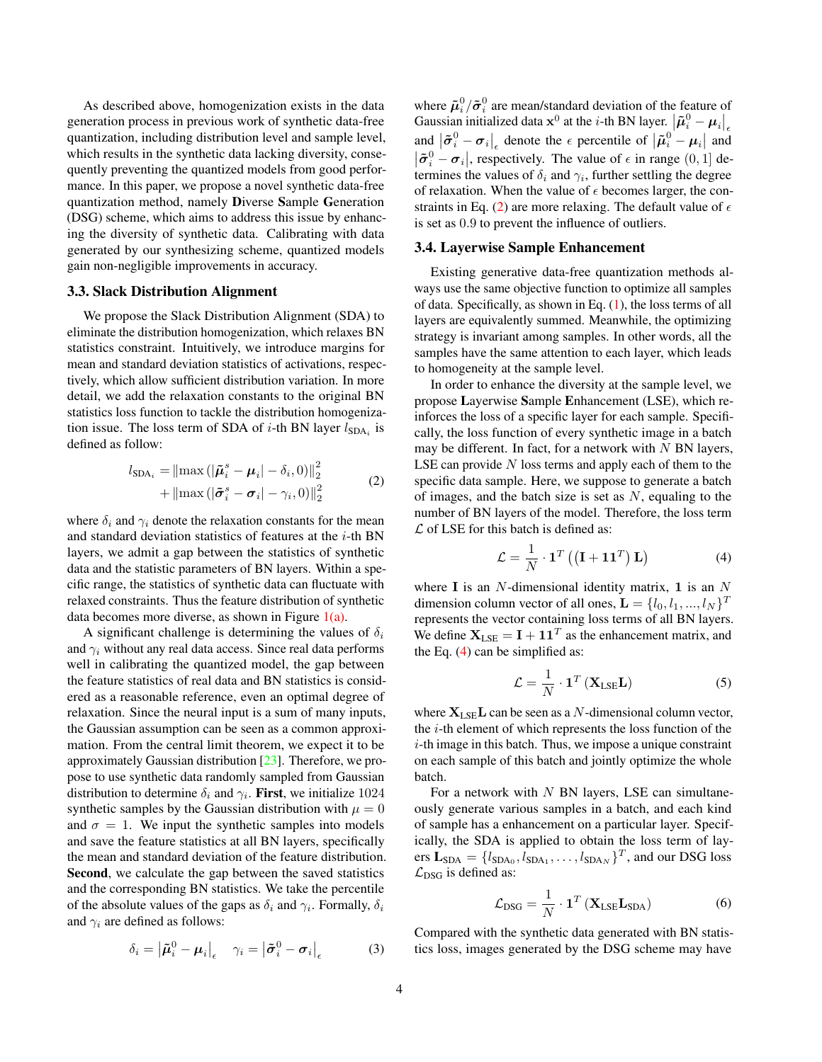As described above, homogenization exists in the data generation process in previous work of synthetic data-free quantization, including distribution level and sample level, which results in the synthetic data lacking diversity, consequently preventing the quantized models from good performance. In this paper, we propose a novel synthetic data-free quantization method, namely **D**iverse **S**ample **G**eneration (DSG) scheme, which aims to address this issue by enhancing the diversity of synthetic data. Calibrating with data generated by our synthesizing scheme, quantized models gain non-negligible improvements in accuracy.

### 3.3. Slack Distribution Alignment

We propose the Slack Distribution Alignment (SDA) to eliminate the distribution homogenization, which relaxes BN statistics constraint. Intuitively, we introduce margins for mean and standard deviation statistics of activations, respectively, which allow sufficient distribution variation. In more detail, we add the relaxation constants to the original BN statistics loss function to tackle the distribution homogenization issue. The loss term of SDA of $i$-th BN layer $l_{\text{SDA}_i}$ is defined as follow:

$$l_{\text{SDA}_i} = \|\max(|\tilde{\boldsymbol{\mu}}_i^s - \boldsymbol{\mu}_i| - \delta_i, 0)\|_2^2 + \|\max(|\tilde{\boldsymbol{\sigma}}_i^s - \boldsymbol{\sigma}_i| - \gamma_i, 0)\|_2^2 \tag{2}$$

where $\delta_i$ and $\gamma_i$ denote the relaxation constants for the mean and standard deviation statistics of features at the $i$-th BN layers, we admit a gap between the statistics of synthetic data and the statistic parameters of BN layers. Within a specific range, the statistics of synthetic data can fluctuate with relaxed constraints. Thus the feature distribution of synthetic data becomes more diverse, as shown in Figure 1(a).

A significant challenge is determining the values of $\delta_i$ and $\gamma_i$ without any real data access. Since real data performs well in calibrating the quantized model, the gap between the feature statistics of real data and BN statistics is considered as a reasonable reference, even an optimal degree of relaxation. Since the neural input is a sum of many inputs, the Gaussian assumption can be seen as a common approximation. From the central limit theorem, we expect it to be approximately Gaussian distribution [23]. Therefore, we propose to use synthetic data randomly sampled from Gaussian distribution to determine $\delta_i$ and $\gamma_i$. **First**, we initialize 1024 synthetic samples by the Gaussian distribution with $\mu = 0$ and $\sigma = 1$. We input the synthetic samples into models and save the feature statistics at all BN layers, specifically the mean and standard deviation of the feature distribution. **Second**, we calculate the gap between the saved statistics and the corresponding BN statistics. We take the percentile of the absolute values of the gaps as $\delta_i$ and $\gamma_i$. Formally, $\delta_i$ and $\gamma_i$ are defined as follows:

$$\delta_i = \left|\tilde{\boldsymbol{\mu}}_i^0 - \boldsymbol{\mu}_i\right|_\epsilon \quad \gamma_i = \left|\tilde{\boldsymbol{\sigma}}_i^0 - \boldsymbol{\sigma}_i\right|_\epsilon \tag{3}$$

where $\tilde{\boldsymbol{\mu}}_i^0/\tilde{\boldsymbol{\sigma}}_i^0$ are mean/standard deviation of the feature of Gaussian initialized data $\mathbf{x}^0$ at the $i$-th BN layer. $\left|\tilde{\boldsymbol{\mu}}_i^0 - \boldsymbol{\mu}_i\right|_\epsilon$ and $\left|\tilde{\boldsymbol{\sigma}}_i^0 - \boldsymbol{\sigma}_i\right|_\epsilon$ denote the $\epsilon$ percentile of $\left|\tilde{\boldsymbol{\mu}}_i^0 - \boldsymbol{\mu}_i\right|$ and $\left|\tilde{\boldsymbol{\sigma}}_i^0 - \boldsymbol{\sigma}_i\right|$, respectively. The value of $\epsilon$ in range $(0, 1]$ determines the values of $\delta_i$ and $\gamma_i$, further settling the degree of relaxation. When the value of $\epsilon$ becomes larger, the constraints in Eq. (2) are more relaxing. The default value of $\epsilon$ is set as 0.9 to prevent the influence of outliers.

### 3.4. Layerwise Sample Enhancement

Existing generative data-free quantization methods always use the same objective function to optimize all samples of data. Specifically, as shown in Eq. (1), the loss terms of all layers are equivalently summed. Meanwhile, the optimizing strategy is invariant among samples. In other words, all the samples have the same attention to each layer, which leads to homogeneity at the sample level.

In order to enhance the diversity at the sample level, we propose **L**ayerwise **S**ample **E**nhancement (LSE), which reinforces the loss of a specific layer for each sample. Specifically, the loss function of every synthetic image in a batch may be different. In fact, for a network with $N$ BN layers, LSE can provide $N$ loss terms and apply each of them to the specific data sample. Here, we suppose to generate a batch of images, and the batch size is set as $N$, equaling to the number of BN layers of the model. Therefore, the loss term $\mathcal{L}$ of LSE for this batch is defined as:

$$\mathcal{L} = \frac{1}{N} \cdot \mathbf{1}^T \left( \left( \mathbf{I} + \mathbf{1}\mathbf{1}^T \right) \mathbf{L} \right) \tag{4}$$

where $\mathbf{I}$ is an $N$-dimensional identity matrix, $\mathbf{1}$ is an $N$ dimension column vector of all ones, $\mathbf{L} = \{l_0, l_1, ..., l_N\}^T$ represents the vector containing loss terms of all BN layers. We define $\mathbf{X}_{\text{LSE}} = \mathbf{I} + \mathbf{1}\mathbf{1}^T$ as the enhancement matrix, and the Eq. (4) can be simplified as:

$$\mathcal{L} = \frac{1}{N} \cdot \mathbf{1}^T \left( \mathbf{X}_{\text{LSE}} \mathbf{L} \right) \tag{5}$$

where $\mathbf{X}_{\text{LSE}}\mathbf{L}$ can be seen as a $N$-dimensional column vector, the $i$-th element of which represents the loss function of the $i$-th image in this batch. Thus, we impose a unique constraint on each sample of this batch and jointly optimize the whole batch.

For a network with $N$ BN layers, LSE can simultaneously generate various samples in a batch, and each kind of sample has a enhancement on a particular layer. Specifically, the SDA is applied to obtain the loss term of layers $\mathbf{L}_{\text{SDA}} = \{l_{\text{SDA}_0}, l_{\text{SDA}_1}, \dots, l_{\text{SDA}_N}\}^T$, and our DSG loss $\mathcal{L}_{\text{DSG}}$ is defined as:

$$\mathcal{L}_{\text{DSG}} = \frac{1}{N} \cdot \mathbf{1}^T \left( \mathbf{X}_{\text{LSE}} \mathbf{L}_{\text{SDA}} \right) \tag{6}$$

Compared with the synthetic data generated with BN statistics loss, images generated by the DSG scheme may have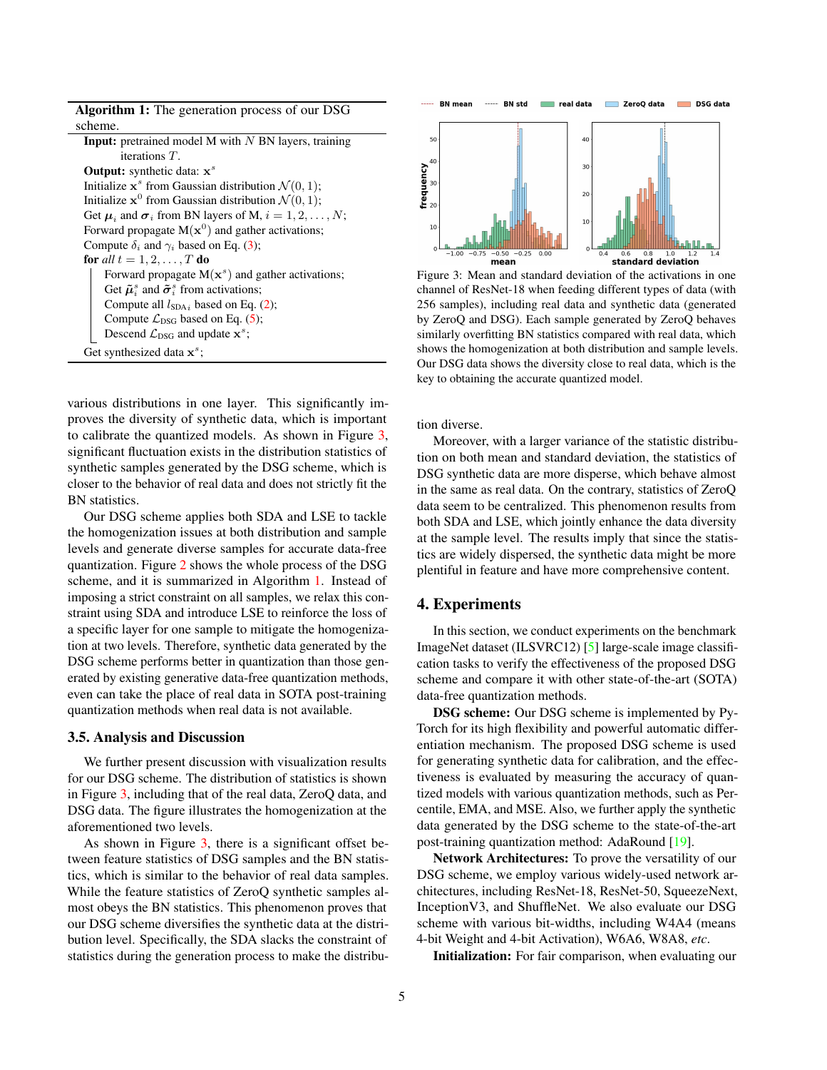**Algorithm 1:** The generation process of our DSG scheme.

**Input:** pretrained model M with $N$ BN layers, training iterations $T$.
**Output:** synthetic data: $\mathbf{x}^s$

Initialize $\mathbf{x}^s$ from Gaussian distribution $\mathcal{N}(0, 1)$;
Initialize $\mathbf{x}^0$ from Gaussian distribution $\mathcal{N}(0, 1)$;
Get $\boldsymbol{\mu}_i$ and $\boldsymbol{\sigma}_i$ from BN layers of M, $i = 1, 2, \ldots, N$;
Forward propagate $\mathrm{M}(\mathbf{x}^0)$ and gather activations;
Compute $\delta_i$ and $\gamma_i$ based on Eq. (3);
**for** *all* $t = 1, 2, \ldots, T$ **do**
- Forward propagate $\mathrm{M}(\mathbf{x}^s)$ and gather activations;
- Get $\tilde{\boldsymbol{\mu}}_i^s$ and $\tilde{\boldsymbol{\sigma}}_i^s$ from activations;
- Compute all $l_{\mathrm{SDA}_i}$ based on Eq. (2);
- Compute $\mathcal{L}_{\mathrm{DSG}}$ based on Eq. (5);
- Descend $\mathcal{L}_{\mathrm{DSG}}$ and update $\mathbf{x}^s$;

Get synthesized data $\mathbf{x}^s$;

various distributions in one layer. This significantly improves the diversity of synthetic data, which is important to calibrate the quantized models. As shown in Figure 3, significant fluctuation exists in the distribution statistics of synthetic samples generated by the DSG scheme, which is closer to the behavior of real data and does not strictly fit the BN statistics.

Our DSG scheme applies both SDA and LSE to tackle the homogenization issues at both distribution and sample levels and generate diverse samples for accurate data-free quantization. Figure 2 shows the whole process of the DSG scheme, and it is summarized in Algorithm 1. Instead of imposing a strict constraint on all samples, we relax this constraint using SDA and introduce LSE to reinforce the loss of a specific layer for one sample to mitigate the homogenization at two levels. Therefore, synthetic data generated by the DSG scheme performs better in quantization than those generated by existing generative data-free quantization methods, even can take the place of real data in SOTA post-training quantization methods when real data is not available.

### 3.5. Analysis and Discussion

We further present discussion with visualization results for our DSG scheme. The distribution of statistics is shown in Figure 3, including that of the real data, ZeroQ data, and DSG data. The figure illustrates the homogenization at the aforementioned two levels.

As shown in Figure 3, there is a significant offset between feature statistics of DSG samples and the BN statistics, which is similar to the behavior of real data samples. While the feature statistics of ZeroQ synthetic samples almost obeys the BN statistics. This phenomenon proves that our DSG scheme diversifies the synthetic data at the distribution level. Specifically, the SDA slacks the constraint of statistics during the generation process to make the distribution diverse.

Figure 3: Mean and standard deviation of the activations in one channel of ResNet-18 when feeding different types of data (with 256 samples), including real data and synthetic data (generated by ZeroQ and DSG). Each sample generated by ZeroQ behaves similarly overfitting BN statistics compared with real data, which shows the homogenization at both distribution and sample levels. Our DSG data shows the diversity close to real data, which is the key to obtaining the accurate quantized model.

Moreover, with a larger variance of the statistic distribution on both mean and standard deviation, the statistics of DSG synthetic data are more disperse, which behave almost in the same as real data. On the contrary, statistics of ZeroQ data seem to be centralized. This phenomenon results from both SDA and LSE, which jointly enhance the data diversity at the sample level. The results imply that since the statistics are widely dispersed, the synthetic data might be more plentiful in feature and have more comprehensive content.

## 4. Experiments

In this section, we conduct experiments on the benchmark ImageNet dataset (ILSVRC12) [5] large-scale image classification tasks to verify the effectiveness of the proposed DSG scheme and compare it with other state-of-the-art (SOTA) data-free quantization methods.

**DSG scheme:** Our DSG scheme is implemented by PyTorch for its high flexibility and powerful automatic differentiation mechanism. The proposed DSG scheme is used for generating synthetic data for calibration, and the effectiveness is evaluated by measuring the accuracy of quantized models with various quantization methods, such as Percentile, EMA, and MSE. Also, we further apply the synthetic data generated by the DSG scheme to the state-of-the-art post-training quantization method: AdaRound [19].

**Network Architectures:** To prove the versatility of our DSG scheme, we employ various widely-used network architectures, including ResNet-18, ResNet-50, SqueezeNext, InceptionV3, and ShuffleNet. We also evaluate our DSG scheme with various bit-widths, including W4A4 (means 4-bit Weight and 4-bit Activation), W6A6, W8A8, *etc.*

**Initialization:** For fair comparison, when evaluating our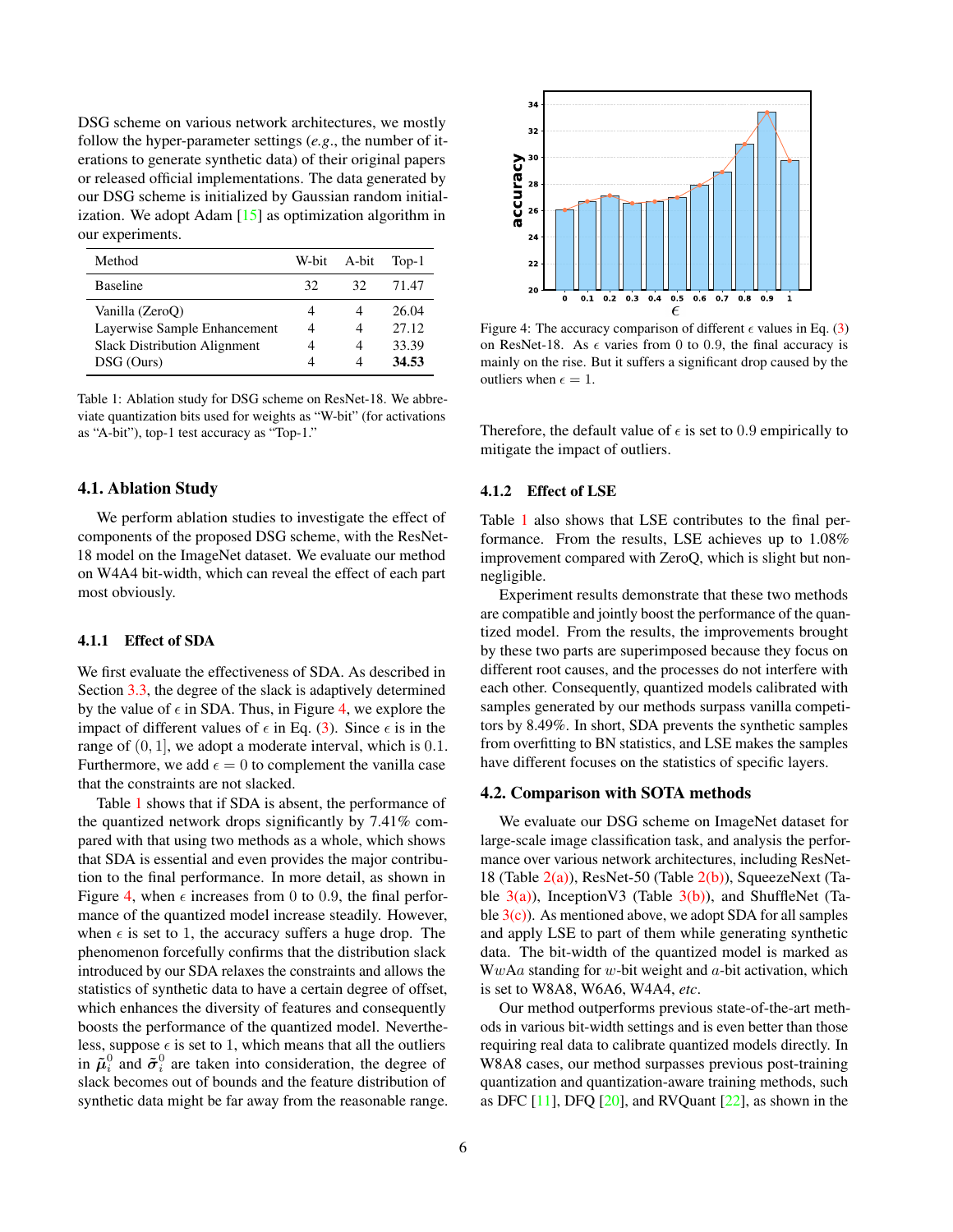DSG scheme on various network architectures, we mostly follow the hyper-parameter settings (*e.g.*, the number of iterations to generate synthetic data) of their original papers or released official implementations. The data generated by our DSG scheme is initialized by Gaussian random initialization. We adopt Adam [15] as optimization algorithm in our experiments.

| Method | W-bit | A-bit | Top-1 |
|---|---|---|---|
| Baseline | 32 | 32 | 71.47 |
| Vanilla (ZeroQ) | 4 | 4 | 26.04 |
| Layerwise Sample Enhancement | 4 | 4 | 27.12 |
| Slack Distribution Alignment | 4 | 4 | 33.39 |
| DSG (Ours) | 4 | 4 | **34.53** |

Table 1: Ablation study for DSG scheme on ResNet-18. We abbreviate quantization bits used for weights as "W-bit" (for activations as "A-bit"), top-1 test accuracy as "Top-1."

## 4.1. Ablation Study

We perform ablation studies to investigate the effect of components of the proposed DSG scheme, with the ResNet-18 model on the ImageNet dataset. We evaluate our method on W4A4 bit-width, which can reveal the effect of each part most obviously.

### 4.1.1 Effect of SDA

We first evaluate the effectiveness of SDA. As described in Section 3.3, the degree of the slack is adaptively determined by the value of $\epsilon$ in SDA. Thus, in Figure 4, we explore the impact of different values of $\epsilon$ in Eq. (3). Since $\epsilon$ is in the range of $(0, 1]$, we adopt a moderate interval, which is 0.1. Furthermore, we add $\epsilon = 0$ to complement the vanilla case that the constraints are not slacked.

Table 1 shows that if SDA is absent, the performance of the quantized network drops significantly by 7.41% compared with that using two methods as a whole, which shows that SDA is essential and even provides the major contribution to the final performance. In more detail, as shown in Figure 4, when $\epsilon$ increases from 0 to 0.9, the final performance of the quantized model increase steadily. However, when $\epsilon$ is set to 1, the accuracy suffers a huge drop. The phenomenon forcefully confirms that the distribution slack introduced by our SDA relaxes the constraints and allows the statistics of synthetic data to have a certain degree of offset, which enhances the diversity of features and consequently boosts the performance of the quantized model. Nevertheless, suppose $\epsilon$ is set to 1, which means that all the outliers in $\tilde{\boldsymbol{\mu}}_i^0$ and $\tilde{\boldsymbol{\sigma}}_i^0$ are taken into consideration, the degree of slack becomes out of bounds and the feature distribution of synthetic data might be far away from the reasonable range.

Figure 4: The accuracy comparison of different $\epsilon$ values in Eq. (3) on ResNet-18. As $\epsilon$ varies from 0 to 0.9, the final accuracy is mainly on the rise. But it suffers a significant drop caused by the outliers when $\epsilon = 1$.

Therefore, the default value of $\epsilon$ is set to 0.9 empirically to mitigate the impact of outliers.

### 4.1.2 Effect of LSE

Table 1 also shows that LSE contributes to the final performance. From the results, LSE achieves up to 1.08% improvement compared with ZeroQ, which is slight but non-negligible.

Experiment results demonstrate that these two methods are compatible and jointly boost the performance of the quantized model. From the results, the improvements brought by these two parts are superimposed because they focus on different root causes, and the processes do not interfere with each other. Consequently, quantized models calibrated with samples generated by our methods surpass vanilla competitors by 8.49%. In short, SDA prevents the synthetic samples from overfitting to BN statistics, and LSE makes the samples have different focuses on the statistics of specific layers.

## 4.2. Comparison with SOTA methods

We evaluate our DSG scheme on ImageNet dataset for large-scale image classification task, and analysis the performance over various network architectures, including ResNet-18 (Table 2(a)), ResNet-50 (Table 2(b)), SqueezeNext (Table 3(a)), InceptionV3 (Table 3(b)), and ShuffleNet (Table 3(c)). As mentioned above, we adopt SDA for all samples and apply LSE to part of them while generating synthetic data. The bit-width of the quantized model is marked as W$w$A$a$ standing for $w$-bit weight and $a$-bit activation, which is set to W8A8, W6A6, W4A4, *etc*.

Our method outperforms previous state-of-the-art methods in various bit-width settings and is even better than those requiring real data to calibrate quantized models directly. In W8A8 cases, our method surpasses previous post-training quantization and quantization-aware training methods, such as DFC [11], DFQ [20], and RVQuant [22], as shown in the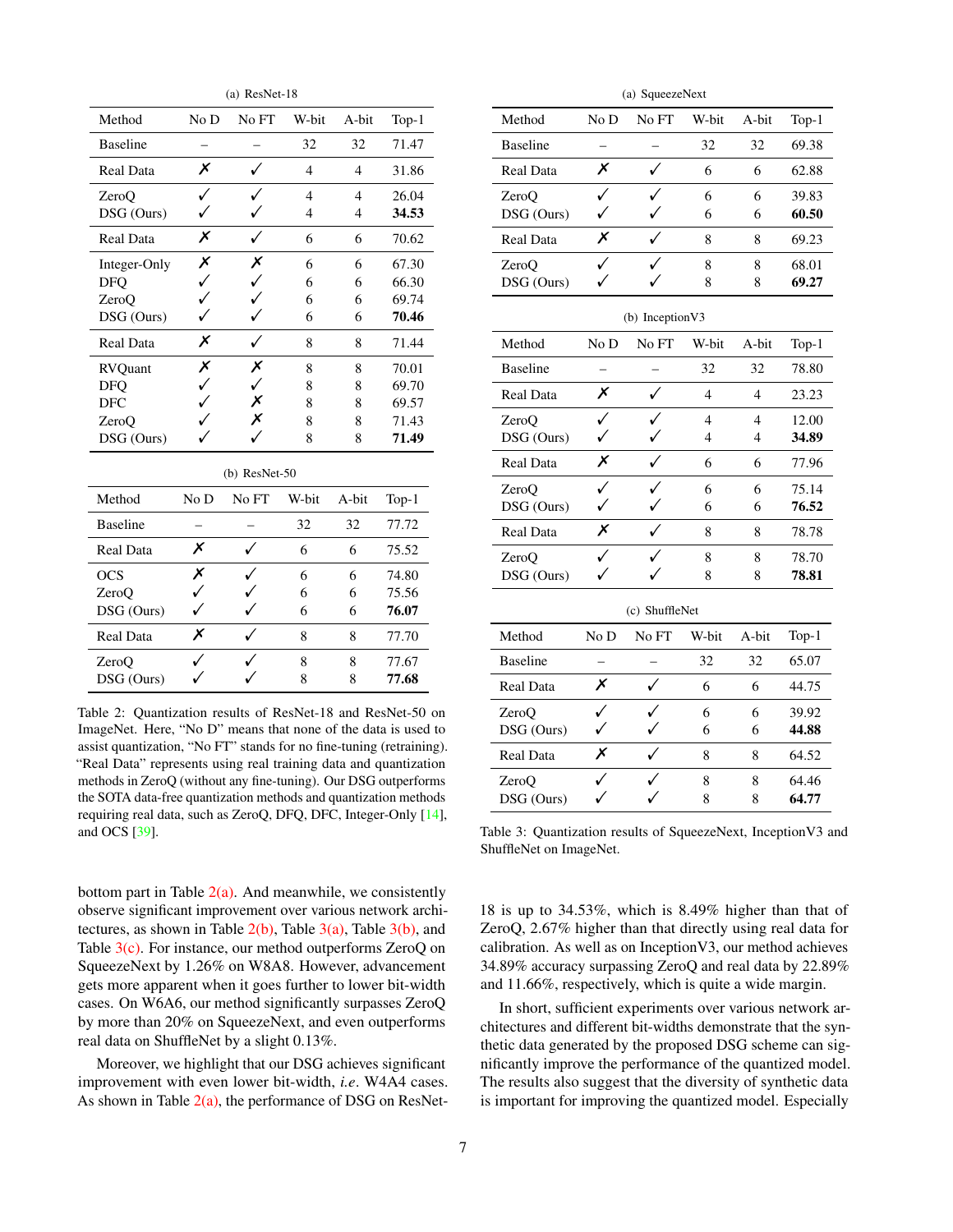(a) ResNet-18

| Method | No D | No FT | W-bit | A-bit | Top-1 |
|---|---|---|---|---|---|
| Baseline | – | – | 32 | 32 | 71.47 |
| Real Data | ✗ | ✓ | 4 | 4 | 31.86 |
| ZeroQ | ✓ | ✓ | 4 | 4 | 26.04 |
| DSG (Ours) | ✓ | ✓ | 4 | 4 | **34.53** |
| Real Data | ✗ | ✓ | 6 | 6 | 70.62 |
| Integer-Only | ✗ | ✗ | 6 | 6 | 67.30 |
| DFQ | ✓ | ✓ | 6 | 6 | 66.30 |
| ZeroQ | ✓ | ✓ | 6 | 6 | 69.74 |
| DSG (Ours) | ✓ | ✓ | 6 | 6 | **70.46** |
| Real Data | ✗ | ✓ | 8 | 8 | 71.44 |
| RVQuant | ✗ | ✗ | 8 | 8 | 70.01 |
| DFQ | ✓ | ✓ | 8 | 8 | 69.70 |
| DFC | ✓ | ✗ | 8 | 8 | 69.57 |
| ZeroQ | ✓ | ✗ | 8 | 8 | 71.43 |
| DSG (Ours) | ✓ | ✓ | 8 | 8 | **71.49** |

(b) ResNet-50

| Method | No D | No FT | W-bit | A-bit | Top-1 |
|---|---|---|---|---|---|
| Baseline | – | – | 32 | 32 | 77.72 |
| Real Data | ✗ | ✓ | 6 | 6 | 75.52 |
| OCS | ✗ | ✓ | 6 | 6 | 74.80 |
| ZeroQ | ✓ | ✓ | 6 | 6 | 75.56 |
| DSG (Ours) | ✓ | ✓ | 6 | 6 | **76.07** |
| Real Data | ✗ | ✓ | 8 | 8 | 77.70 |
| ZeroQ | ✓ | ✓ | 8 | 8 | 77.67 |
| DSG (Ours) | ✓ | ✓ | 8 | 8 | **77.68** |

Table 2: Quantization results of ResNet-18 and ResNet-50 on ImageNet. Here, "No D" means that none of the data is used to assist quantization, "No FT" stands for no fine-tuning (retraining). "Real Data" represents using real training data and quantization methods in ZeroQ (without any fine-tuning). Our DSG outperforms the SOTA data-free quantization methods and quantization methods requiring real data, such as ZeroQ, DFQ, DFC, Integer-Only [14], and OCS [39].

(a) SqueezeNext

| Method | No D | No FT | W-bit | A-bit | Top-1 |
|---|---|---|---|---|---|
| Baseline | – | – | 32 | 32 | 69.38 |
| Real Data | ✗ | ✓ | 6 | 6 | 62.88 |
| ZeroQ | ✓ | ✓ | 6 | 6 | 39.83 |
| DSG (Ours) | ✓ | ✓ | 6 | 6 | **60.50** |
| Real Data | ✗ | ✓ | 8 | 8 | 69.23 |
| ZeroQ | ✓ | ✓ | 8 | 8 | 68.01 |
| DSG (Ours) | ✓ | ✓ | 8 | 8 | **69.27** |

(b) InceptionV3

| Method | No D | No FT | W-bit | A-bit | Top-1 |
|---|---|---|---|---|---|
| Baseline | – | – | 32 | 32 | 78.80 |
| Real Data | ✗ | ✓ | 4 | 4 | 23.23 |
| ZeroQ | ✓ | ✓ | 4 | 4 | 12.00 |
| DSG (Ours) | ✓ | ✓ | 4 | 4 | **34.89** |
| Real Data | ✗ | ✓ | 6 | 6 | 77.96 |
| ZeroQ | ✓ | ✓ | 6 | 6 | 75.14 |
| DSG (Ours) | ✓ | ✓ | 6 | 6 | **76.52** |
| Real Data | ✗ | ✓ | 8 | 8 | 78.78 |
| ZeroQ | ✓ | ✓ | 8 | 8 | 78.70 |
| DSG (Ours) | ✓ | ✓ | 8 | 8 | **78.81** |

(c) ShuffleNet

| Method | No D | No FT | W-bit | A-bit | Top-1 |
|---|---|---|---|---|---|
| Baseline | – | – | 32 | 32 | 65.07 |
| Real Data | ✗ | ✓ | 6 | 6 | 44.75 |
| ZeroQ | ✓ | ✓ | 6 | 6 | 39.92 |
| DSG (Ours) | ✓ | ✓ | 6 | 6 | **44.88** |
| Real Data | ✗ | ✓ | 8 | 8 | 64.52 |
| ZeroQ | ✓ | ✓ | 8 | 8 | 64.46 |
| DSG (Ours) | ✓ | ✓ | 8 | 8 | **64.77** |

Table 3: Quantization results of SqueezeNext, InceptionV3 and ShuffleNet on ImageNet.

bottom part in Table 2(a). And meanwhile, we consistently observe significant improvement over various network architectures, as shown in Table 2(b), Table 3(a), Table 3(b), and Table 3(c). For instance, our method outperforms ZeroQ on SqueezeNext by 1.26% on W8A8. However, advancement gets more apparent when it goes further to lower bit-width cases. On W6A6, our method significantly surpasses ZeroQ by more than 20% on SqueezeNext, and even outperforms real data on ShuffleNet by a slight 0.13%.

Moreover, we highlight that our DSG achieves significant improvement with even lower bit-width, *i.e*. W4A4 cases. As shown in Table 2(a), the performance of DSG on ResNet-18 is up to 34.53%, which is 8.49% higher than that of ZeroQ, 2.67% higher than that directly using real data for calibration. As well as on InceptionV3, our method achieves 34.89% accuracy surpassing ZeroQ and real data by 22.89% and 11.66%, respectively, which is quite a wide margin.

In short, sufficient experiments over various network architectures and different bit-widths demonstrate that the synthetic data generated by the proposed DSG scheme can significantly improve the performance of the quantized model. The results also suggest that the diversity of synthetic data is important for improving the quantized model. Especially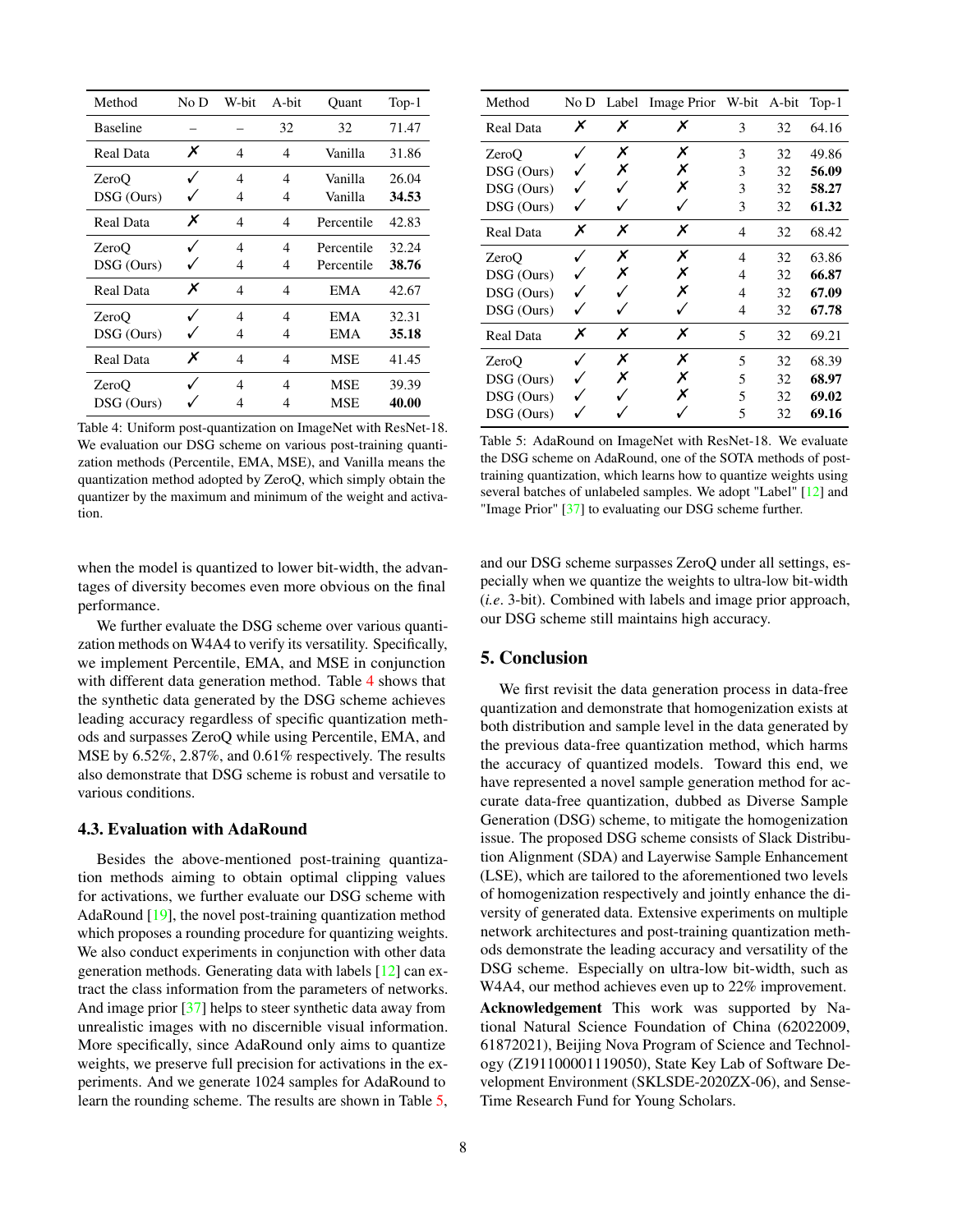| Method | No D | W-bit | A-bit | Quant | Top-1 |
|---|---|---|---|---|---|
| Baseline | – | – | 32 | 32 | 71.47 |
| Real Data | ✗ | 4 | 4 | Vanilla | 31.86 |
| ZeroQ | ✓ | 4 | 4 | Vanilla | 26.04 |
| DSG (Ours) | ✓ | 4 | 4 | Vanilla | **34.53** |
| Real Data | ✗ | 4 | 4 | Percentile | 42.83 |
| ZeroQ | ✓ | 4 | 4 | Percentile | 32.24 |
| DSG (Ours) | ✓ | 4 | 4 | Percentile | **38.76** |
| Real Data | ✗ | 4 | 4 | EMA | 42.67 |
| ZeroQ | ✓ | 4 | 4 | EMA | 32.31 |
| DSG (Ours) | ✓ | 4 | 4 | EMA | **35.18** |
| Real Data | ✗ | 4 | 4 | MSE | 41.45 |
| ZeroQ | ✓ | 4 | 4 | MSE | 39.39 |
| DSG (Ours) | ✓ | 4 | 4 | MSE | **40.00** |

Table 4: Uniform post-quantization on ImageNet with ResNet-18. We evaluation our DSG scheme on various post-training quantization methods (Percentile, EMA, MSE), and Vanilla means the quantization method adopted by ZeroQ, which simply obtain the quantizer by the maximum and minimum of the weight and activation.

when the model is quantized to lower bit-width, the advantages of diversity becomes even more obvious on the final performance.

We further evaluate the DSG scheme over various quantization methods on W4A4 to verify its versatility. Specifically, we implement Percentile, EMA, and MSE in conjunction with different data generation method. Table 4 shows that the synthetic data generated by the DSG scheme achieves leading accuracy regardless of specific quantization methods and surpasses ZeroQ while using Percentile, EMA, and MSE by 6.52%, 2.87%, and 0.61% respectively. The results also demonstrate that DSG scheme is robust and versatile to various conditions.

### 4.3. Evaluation with AdaRound

Besides the above-mentioned post-training quantization methods aiming to obtain optimal clipping values for activations, we further evaluate our DSG scheme with AdaRound [19], the novel post-training quantization method which proposes a rounding procedure for quantizing weights. We also conduct experiments in conjunction with other data generation methods. Generating data with labels [12] can extract the class information from the parameters of networks. And image prior [37] helps to steer synthetic data away from unrealistic images with no discernible visual information. More specifically, since AdaRound only aims to quantize weights, we preserve full precision for activations in the experiments. And we generate 1024 samples for AdaRound to learn the rounding scheme. The results are shown in Table 5, and our DSG scheme surpasses ZeroQ under all settings, especially when we quantize the weights to ultra-low bit-width (*i.e.* 3-bit). Combined with labels and image prior approach, our DSG scheme still maintains high accuracy.

| Method | No D | Label | Image Prior | W-bit | A-bit | Top-1 |
|---|---|---|---|---|---|---|
| Real Data | ✗ | ✗ | ✗ | 3 | 32 | 64.16 |
| ZeroQ | ✓ | ✗ | ✗ | 3 | 32 | 49.86 |
| DSG (Ours) | ✓ | ✗ | ✗ | 3 | 32 | **56.09** |
| DSG (Ours) | ✓ | ✓ | ✗ | 3 | 32 | **58.27** |
| DSG (Ours) | ✓ | ✓ | ✓ | 3 | 32 | **61.32** |
| Real Data | ✗ | ✗ | ✗ | 4 | 32 | 68.42 |
| ZeroQ | ✓ | ✗ | ✗ | 4 | 32 | 63.86 |
| DSG (Ours) | ✓ | ✗ | ✗ | 4 | 32 | **66.87** |
| DSG (Ours) | ✓ | ✓ | ✗ | 4 | 32 | **67.09** |
| DSG (Ours) | ✓ | ✓ | ✓ | 4 | 32 | **67.78** |
| Real Data | ✗ | ✗ | ✗ | 5 | 32 | 69.21 |
| ZeroQ | ✓ | ✗ | ✗ | 5 | 32 | 68.39 |
| DSG (Ours) | ✓ | ✗ | ✗ | 5 | 32 | **68.97** |
| DSG (Ours) | ✓ | ✓ | ✗ | 5 | 32 | **69.02** |
| DSG (Ours) | ✓ | ✓ | ✓ | 5 | 32 | **69.16** |

Table 5: AdaRound on ImageNet with ResNet-18. We evaluate the DSG scheme on AdaRound, one of the SOTA methods of post-training quantization, which learns how to quantize weights using several batches of unlabeled samples. We adopt "Label" [12] and "Image Prior" [37] to evaluating our DSG scheme further.

## 5. Conclusion

We first revisit the data generation process in data-free quantization and demonstrate that homogenization exists at both distribution and sample level in the data generated by the previous data-free quantization method, which harms the accuracy of quantized models. Toward this end, we have represented a novel sample generation method for accurate data-free quantization, dubbed as Diverse Sample Generation (DSG) scheme, to mitigate the homogenization issue. The proposed DSG scheme consists of Slack Distribution Alignment (SDA) and Layerwise Sample Enhancement (LSE), which are tailored to the aforementioned two levels of homogenization respectively and jointly enhance the diversity of generated data. Extensive experiments on multiple network architectures and post-training quantization methods demonstrate the leading accuracy and versatility of the DSG scheme. Especially on ultra-low bit-width, such as W4A4, our method achieves even up to 22% improvement.

**Acknowledgement** This work was supported by National Natural Science Foundation of China (62022009, 61872021), Beijing Nova Program of Science and Technology (Z191100001119050), State Key Lab of Software Development Environment (SKLSDE-2020ZX-06), and SenseTime Research Fund for Young Scholars.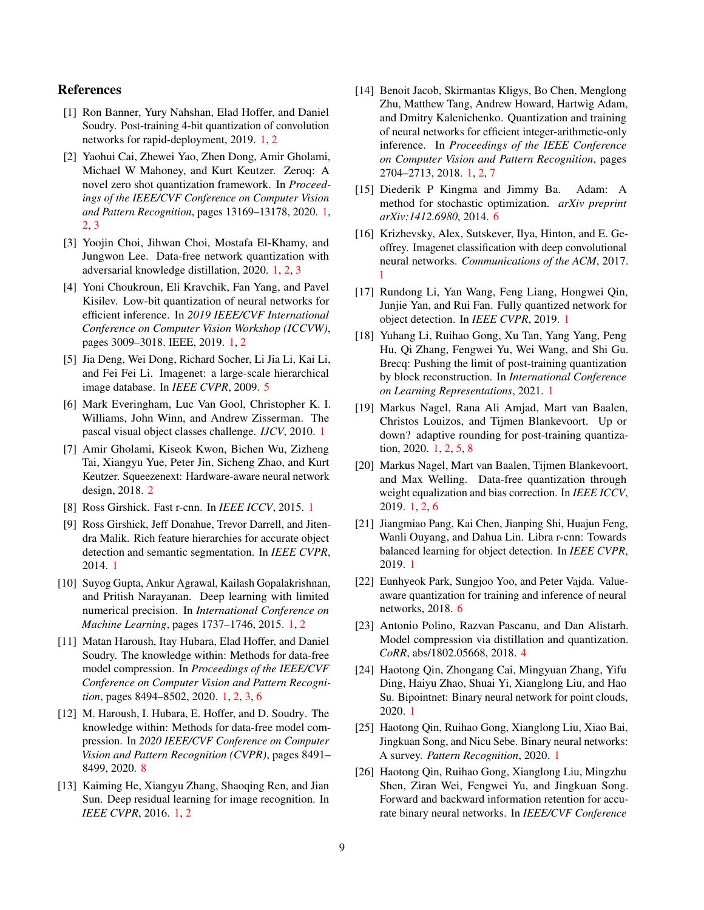## References

[1] Ron Banner, Yury Nahshan, Elad Hoffer, and Daniel Soudry. Post-training 4-bit quantization of convolution networks for rapid-deployment, 2019. 1, 2

[2] Yaohui Cai, Zhewei Yao, Zhen Dong, Amir Gholami, Michael W Mahoney, and Kurt Keutzer. Zeroq: A novel zero shot quantization framework. In *Proceedings of the IEEE/CVF Conference on Computer Vision and Pattern Recognition*, pages 13169–13178, 2020. 1, 2, 3

[3] Yoojin Choi, Jihwan Choi, Mostafa El-Khamy, and Jungwon Lee. Data-free network quantization with adversarial knowledge distillation, 2020. 1, 2, 3

[4] Yoni Choukroun, Eli Kravchik, Fan Yang, and Pavel Kisilev. Low-bit quantization of neural networks for efficient inference. In *2019 IEEE/CVF International Conference on Computer Vision Workshop (ICCVW)*, pages 3009–3018. IEEE, 2019. 1, 2

[5] Jia Deng, Wei Dong, Richard Socher, Li Jia Li, Kai Li, and Fei Fei Li. Imagenet: a large-scale hierarchical image database. In *IEEE CVPR*, 2009. 5

[6] Mark Everingham, Luc Van Gool, Christopher K. I. Williams, John Winn, and Andrew Zisserman. The pascal visual object classes challenge. *IJCV*, 2010. 1

[7] Amir Gholami, Kiseok Kwon, Bichen Wu, Zizheng Tai, Xiangyu Yue, Peter Jin, Sicheng Zhao, and Kurt Keutzer. Squeezenext: Hardware-aware neural network design, 2018. 2

[8] Ross Girshick. Fast r-cnn. In *IEEE ICCV*, 2015. 1

[9] Ross Girshick, Jeff Donahue, Trevor Darrell, and Jitendra Malik. Rich feature hierarchies for accurate object detection and semantic segmentation. In *IEEE CVPR*, 2014. 1

[10] Suyog Gupta, Ankur Agrawal, Kailash Gopalakrishnan, and Pritish Narayanan. Deep learning with limited numerical precision. In *International Conference on Machine Learning*, pages 1737–1746, 2015. 1, 2

[11] Matan Haroush, Itay Hubara, Elad Hoffer, and Daniel Soudry. The knowledge within: Methods for data-free model compression. In *Proceedings of the IEEE/CVF Conference on Computer Vision and Pattern Recognition*, pages 8494–8502, 2020. 1, 2, 3, 6

[12] M. Haroush, I. Hubara, E. Hoffer, and D. Soudry. The knowledge within: Methods for data-free model compression. In *2020 IEEE/CVF Conference on Computer Vision and Pattern Recognition (CVPR)*, pages 8491–8499, 2020. 8

[13] Kaiming He, Xiangyu Zhang, Shaoqing Ren, and Jian Sun. Deep residual learning for image recognition. In *IEEE CVPR*, 2016. 1, 2

[14] Benoit Jacob, Skirmantas Kligys, Bo Chen, Menglong Zhu, Matthew Tang, Andrew Howard, Hartwig Adam, and Dmitry Kalenichenko. Quantization and training of neural networks for efficient integer-arithmetic-only inference. In *Proceedings of the IEEE Conference on Computer Vision and Pattern Recognition*, pages 2704–2713, 2018. 1, 2, 7

[15] Diederik P Kingma and Jimmy Ba. Adam: A method for stochastic optimization. *arXiv preprint arXiv:1412.6980*, 2014. 6

[16] Krizhevsky, Alex, Sutskever, Ilya, Hinton, and E. Geoffrey. Imagenet classification with deep convolutional neural networks. *Communications of the ACM*, 2017. 1

[17] Rundong Li, Yan Wang, Feng Liang, Hongwei Qin, Junjie Yan, and Rui Fan. Fully quantized network for object detection. In *IEEE CVPR*, 2019. 1

[18] Yuhang Li, Ruihao Gong, Xu Tan, Yang Yang, Peng Hu, Qi Zhang, Fengwei Yu, Wei Wang, and Shi Gu. Brecq: Pushing the limit of post-training quantization by block reconstruction. In *International Conference on Learning Representations*, 2021. 1

[19] Markus Nagel, Rana Ali Amjad, Mart van Baalen, Christos Louizos, and Tijmen Blankevoort. Up or down? adaptive rounding for post-training quantization, 2020. 1, 2, 5, 8

[20] Markus Nagel, Mart van Baalen, Tijmen Blankevoort, and Max Welling. Data-free quantization through weight equalization and bias correction. In *IEEE ICCV*, 2019. 1, 2, 6

[21] Jiangmiao Pang, Kai Chen, Jianping Shi, Huajun Feng, Wanli Ouyang, and Dahua Lin. Libra r-cnn: Towards balanced learning for object detection. In *IEEE CVPR*, 2019. 1

[22] Eunhyeok Park, Sungjoo Yoo, and Peter Vajda. Value-aware quantization for training and inference of neural networks, 2018. 6

[23] Antonio Polino, Razvan Pascanu, and Dan Alistarh. Model compression via distillation and quantization. *CoRR*, abs/1802.05668, 2018. 4

[24] Haotong Qin, Zhongang Cai, Mingyuan Zhang, Yifu Ding, Haiyu Zhao, Shuai Yi, Xianglong Liu, and Hao Su. Bipointnet: Binary neural network for point clouds, 2020. 1

[25] Haotong Qin, Ruihao Gong, Xianglong Liu, Xiao Bai, Jingkuan Song, and Nicu Sebe. Binary neural networks: A survey. *Pattern Recognition*, 2020. 1

[26] Haotong Qin, Ruihao Gong, Xianglong Liu, Mingzhu Shen, Ziran Wei, Fengwei Yu, and Jingkuan Song. Forward and backward information retention for accurate binary neural networks. In *IEEE/CVF Conference*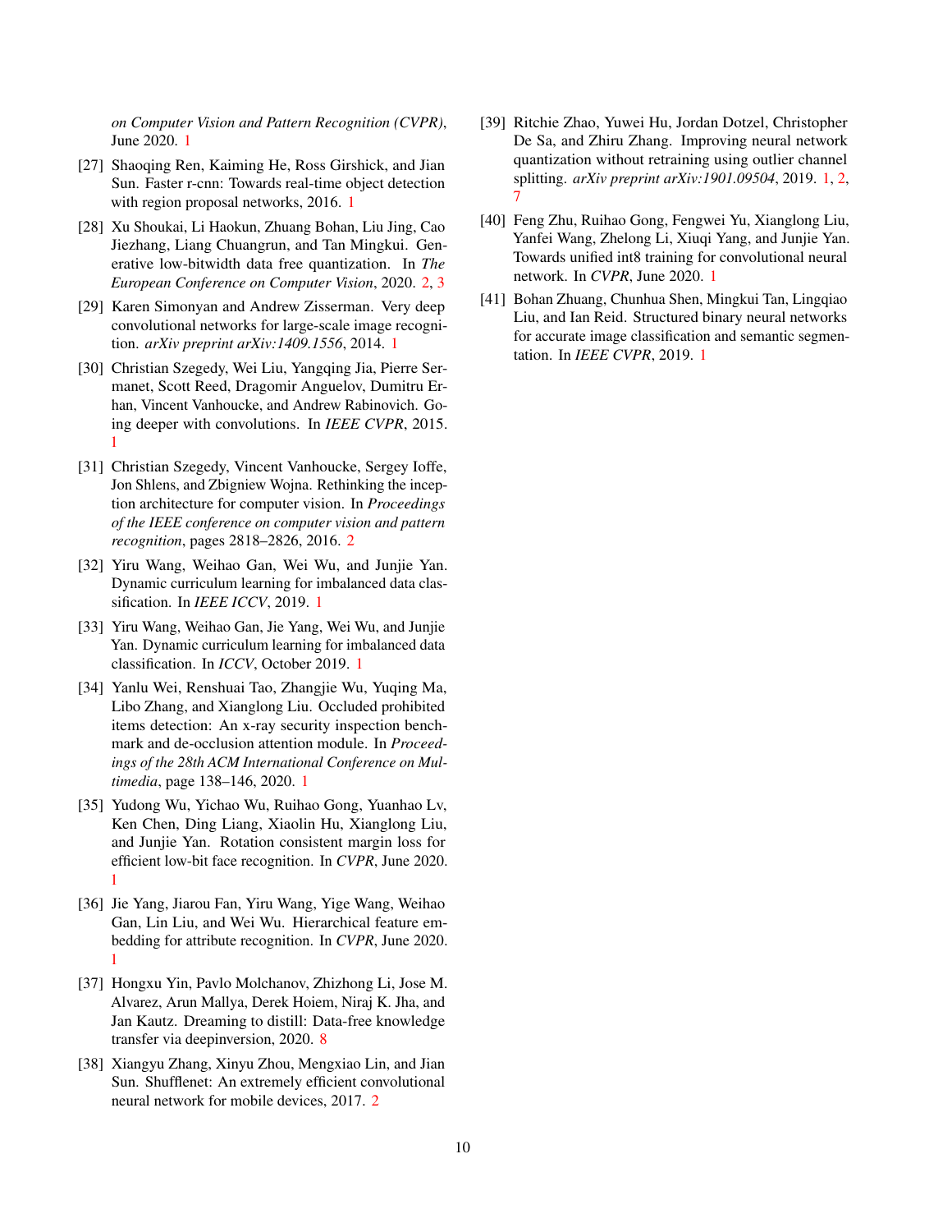*on Computer Vision and Pattern Recognition (CVPR)*, June 2020. 1

[27] Shaoqing Ren, Kaiming He, Ross Girshick, and Jian Sun. Faster r-cnn: Towards real-time object detection with region proposal networks, 2016. 1

[28] Xu Shoukai, Li Haokun, Zhuang Bohan, Liu Jing, Cao Jiezhang, Liang Chuangrun, and Tan Mingkui. Generative low-bitwidth data free quantization. In *The European Conference on Computer Vision*, 2020. 2, 3

[29] Karen Simonyan and Andrew Zisserman. Very deep convolutional networks for large-scale image recognition. *arXiv preprint arXiv:1409.1556*, 2014. 1

[30] Christian Szegedy, Wei Liu, Yangqing Jia, Pierre Sermanet, Scott Reed, Dragomir Anguelov, Dumitru Erhan, Vincent Vanhoucke, and Andrew Rabinovich. Going deeper with convolutions. In *IEEE CVPR*, 2015. 1

[31] Christian Szegedy, Vincent Vanhoucke, Sergey Ioffe, Jon Shlens, and Zbigniew Wojna. Rethinking the inception architecture for computer vision. In *Proceedings of the IEEE conference on computer vision and pattern recognition*, pages 2818–2826, 2016. 2

[32] Yiru Wang, Weihao Gan, Wei Wu, and Junjie Yan. Dynamic curriculum learning for imbalanced data classification. In *IEEE ICCV*, 2019. 1

[33] Yiru Wang, Weihao Gan, Jie Yang, Wei Wu, and Junjie Yan. Dynamic curriculum learning for imbalanced data classification. In *ICCV*, October 2019. 1

[34] Yanlu Wei, Renshuai Tao, Zhangjie Wu, Yuqing Ma, Libo Zhang, and Xianglong Liu. Occluded prohibited items detection: An x-ray security inspection benchmark and de-occlusion attention module. In *Proceedings of the 28th ACM International Conference on Multimedia*, page 138–146, 2020. 1

[35] Yudong Wu, Yichao Wu, Ruihao Gong, Yuanhao Lv, Ken Chen, Ding Liang, Xiaolin Hu, Xianglong Liu, and Junjie Yan. Rotation consistent margin loss for efficient low-bit face recognition. In *CVPR*, June 2020. 1

[36] Jie Yang, Jiarou Fan, Yiru Wang, Yige Wang, Weihao Gan, Lin Liu, and Wei Wu. Hierarchical feature embedding for attribute recognition. In *CVPR*, June 2020. 1

[37] Hongxu Yin, Pavlo Molchanov, Zhizhong Li, Jose M. Alvarez, Arun Mallya, Derek Hoiem, Niraj K. Jha, and Jan Kautz. Dreaming to distill: Data-free knowledge transfer via deepinversion, 2020. 8

[38] Xiangyu Zhang, Xinyu Zhou, Mengxiao Lin, and Jian Sun. Shufflenet: An extremely efficient convolutional neural network for mobile devices, 2017. 2

[39] Ritchie Zhao, Yuwei Hu, Jordan Dotzel, Christopher De Sa, and Zhiru Zhang. Improving neural network quantization without retraining using outlier channel splitting. *arXiv preprint arXiv:1901.09504*, 2019. 1, 2, 7

[40] Feng Zhu, Ruihao Gong, Fengwei Yu, Xianglong Liu, Yanfei Wang, Zhelong Li, Xiuqi Yang, and Junjie Yan. Towards unified int8 training for convolutional neural network. In *CVPR*, June 2020. 1

[41] Bohan Zhuang, Chunhua Shen, Mingkui Tan, Lingqiao Liu, and Ian Reid. Structured binary neural networks for accurate image classification and semantic segmentation. In *IEEE CVPR*, 2019. 1